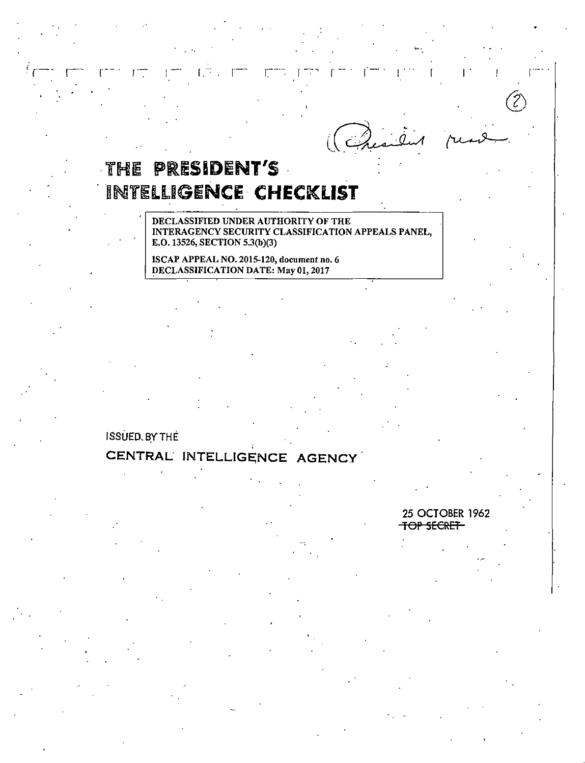(2)

(President read)

# THE PRESIDENT'S INTELLIGENCE CHECKLIST

DECLASSIFIED UNDER AUTHORITY OF THE INTERAGENCY SECURITY CLASSIFICATION APPEALS PANEL, E.O. 13526, SECTION 5.3(b)(3)

ISCAP APPEAL NO. 2015-120, document no. 6
DECLASSIFICATION DATE: May 01, 2017

ISSUED BY THE

CENTRAL INTELLIGENCE AGENCY

25 OCTOBER 1962

~~TOP SECRET~~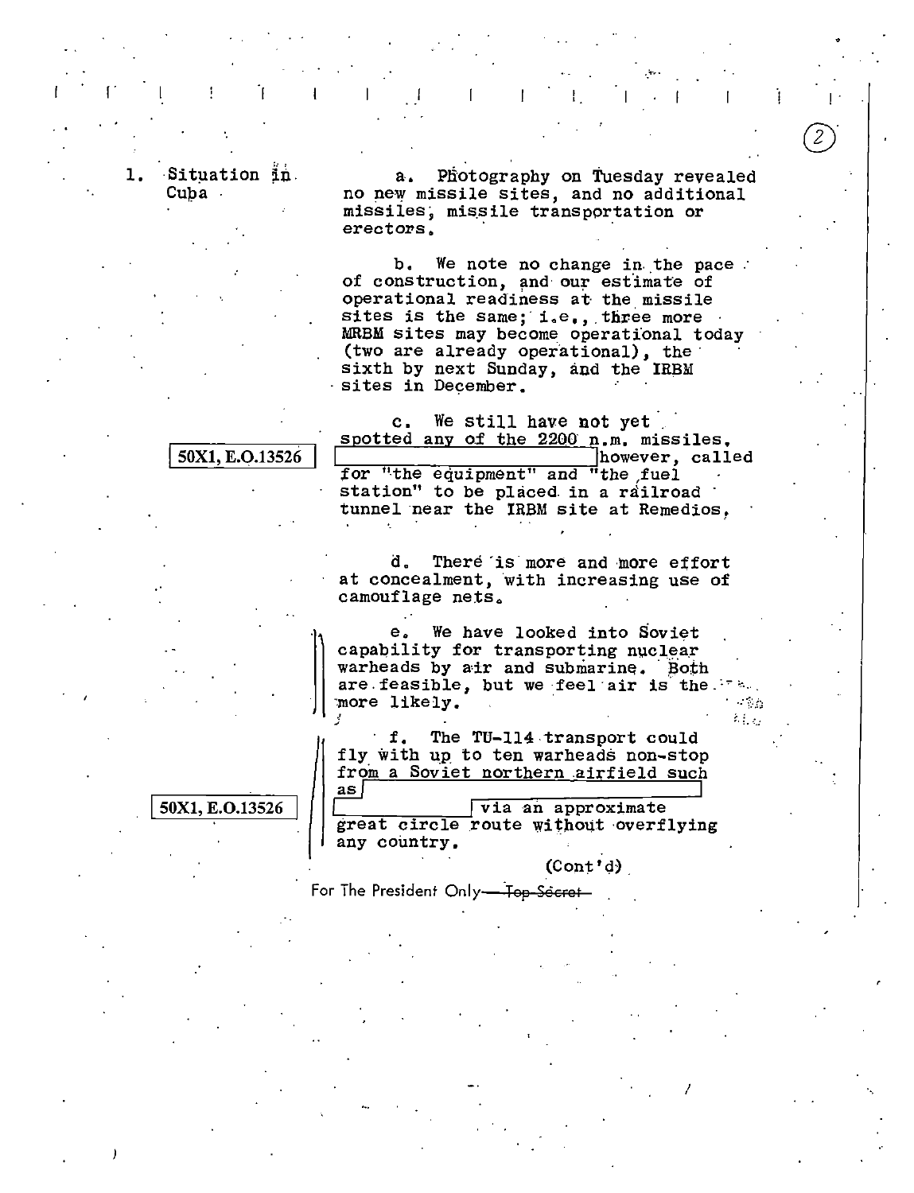1. Situation in Cuba

a. Photography on Tuesday revealed no new missile sites, and no additional missiles, missile transportation or erectors.

b. We note no change in the pace of construction, and our estimate of operational readiness at the missile sites is the same; i.e., three more MRBM sites may become operational today (two are already operational), the sixth by next Sunday, and the IRBM sites in December.

c. We still have not yet spotted any of the 2200 n.m. missiles. [50X1, E.O.13526] however, called for "the equipment" and "the fuel station" to be placed in a railroad tunnel near the IRBM site at Remedios,

d. There is more and more effort at concealment, with increasing use of camouflage nets.

e. We have looked into Soviet capability for transporting nuclear warheads by air and submarine. Both are feasible, but we feel air is the more likely.

f. The TU-114 transport could fly with up to ten warheads non-stop from a Soviet northern airfield such as [50X1, E.O.13526] via an approximate great circle route without overflying any country.

(Cont'd)

For The President Only—~~Top Secret~~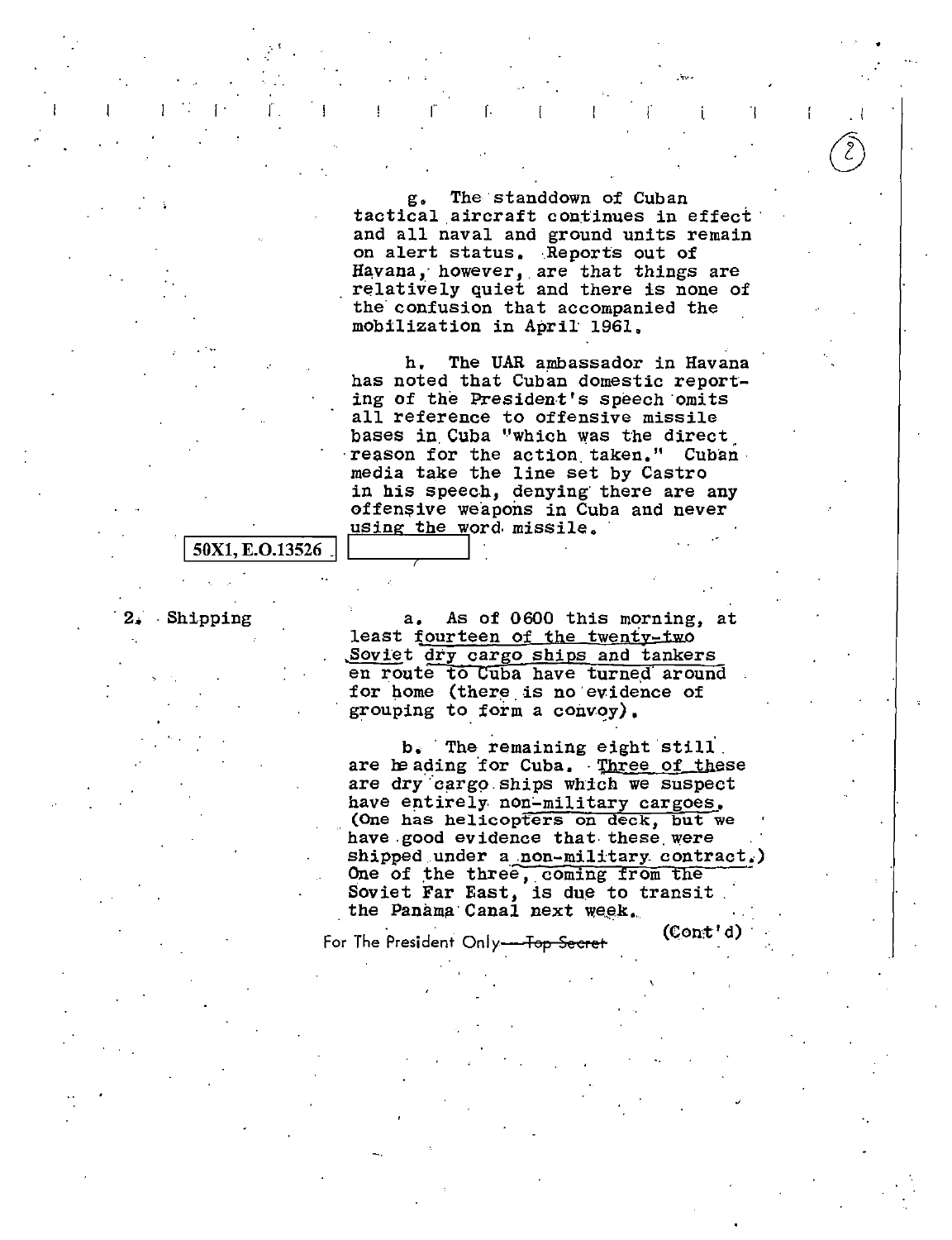g. The standdown of Cuban tactical aircraft continues in effect and all naval and ground units remain on alert status. Reports out of Havana, however, are that things are relatively quiet and there is none of the confusion that accompanied the mobilization in April 1961.

h. The UAR ambassador in Havana has noted that Cuban domestic reporting of the President's speech omits all reference to offensive missile bases in Cuba "which was the direct reason for the action taken." Cuban media take the line set by Castro in his speech, denying there are any offensive weapons in Cuba and never using the word missile.

50X1, E.O.13526

2. Shipping

a. As of 0600 this morning, at least fourteen of the twenty-two Soviet dry cargo ships and tankers en route to Cuba have turned around for home (there is no evidence of grouping to form a convoy).

b. The remaining eight still are heading for Cuba. Three of these are dry cargo ships which we suspect have entirely non-military cargoes. (One has helicopters on deck, but we have good evidence that these were shipped under a non-military contract.) One of the three, coming from the Soviet Far East, is due to transit the Panama Canal next week.

(Cont'd)

For The President Only ~~Top Secret~~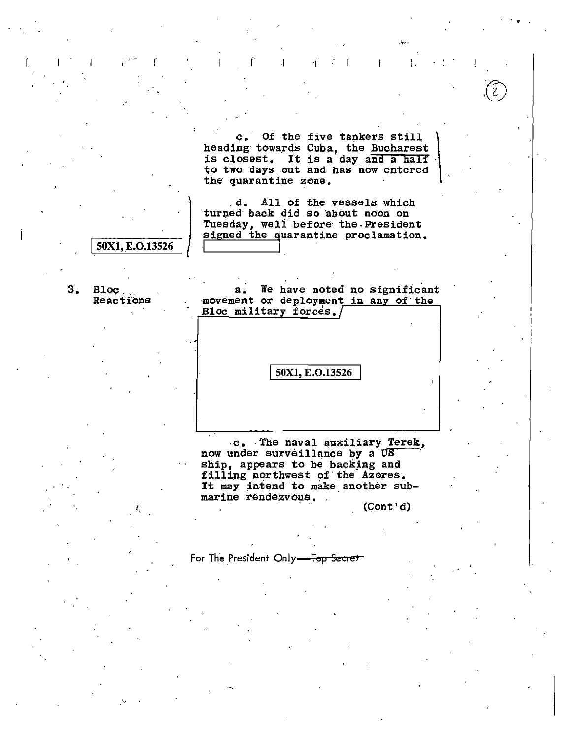c. Of the five tankers still heading towards Cuba, the Bucharest is closest. It is a day and a half to two days out and has now entered the quarantine zone.

d. All of the vessels which turned back did so about noon on Tuesday, well before the President signed the quarantine proclamation.

50X1, E.O.13526

3. Bloc Reactions

a. We have noted no significant movement or deployment in any of the Bloc military forces.

50X1, E.O.13526

c. The naval auxiliary Terek, now under surveillance by a US ship, appears to be backing and filling northwest of the Azores. It may intend to make another submarine rendezvous.

(Cont'd)

For The President Only—~~Top Secret~~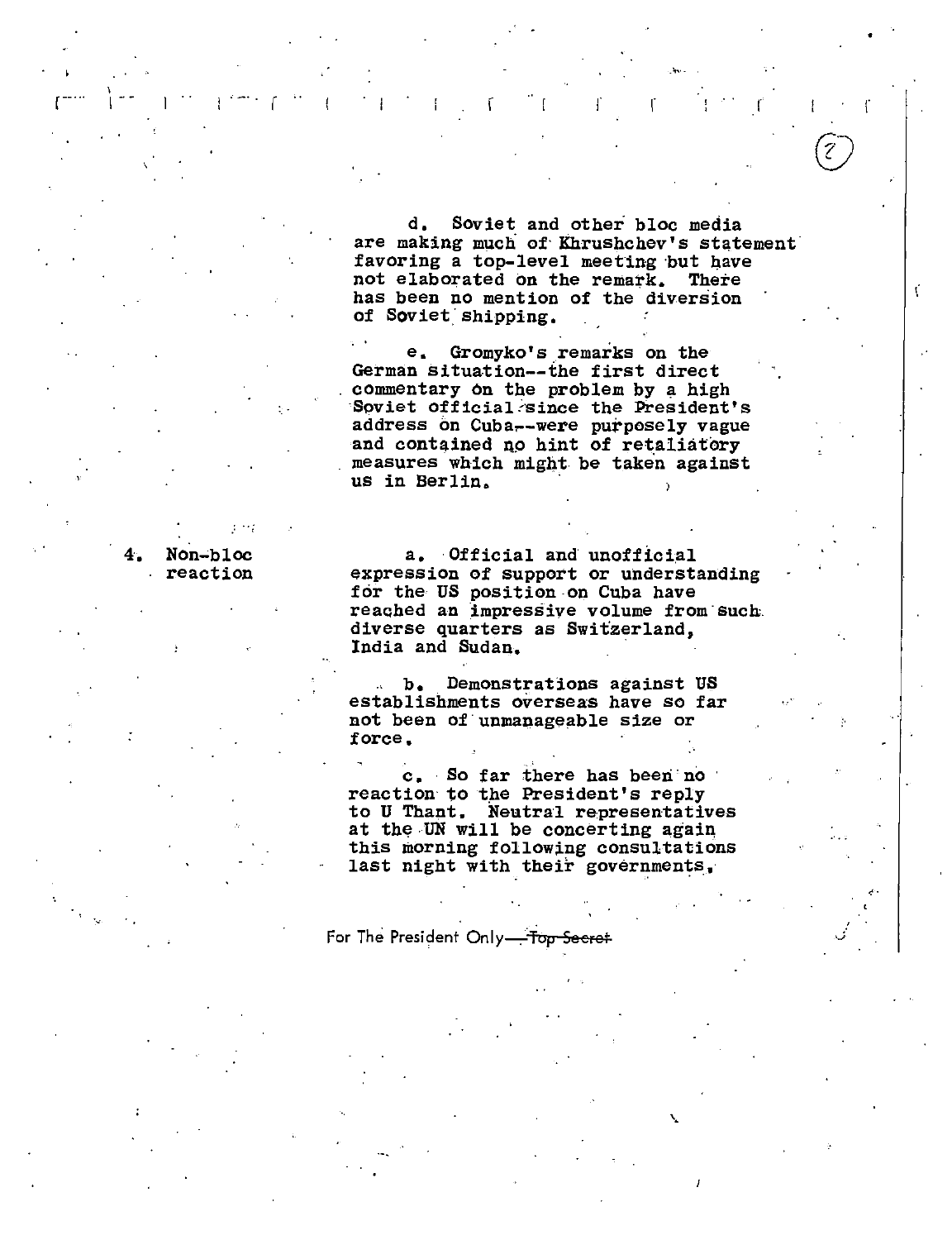d. Soviet and other bloc media are making much of Khrushchev's statement favoring a top-level meeting but have not elaborated on the remark. There has been no mention of the diversion of Soviet shipping.

e. Gromyko's remarks on the German situation--the first direct commentary on the problem by a high Soviet official since the President's address on Cuba--were purposely vague and contained no hint of retaliatory measures which might be taken against us in Berlin.

4. Non-bloc reaction

a. Official and unofficial expression of support or understanding for the US position on Cuba have reached an impressive volume from such diverse quarters as Switzerland, India and Sudan.

b. Demonstrations against US establishments overseas have so far not been of unmanageable size or force.

c. So far there has been no reaction to the President's reply to U Thant. Neutral representatives at the UN will be concerting again this morning following consultations last night with their governments.

For The President Only—~~Top Secret~~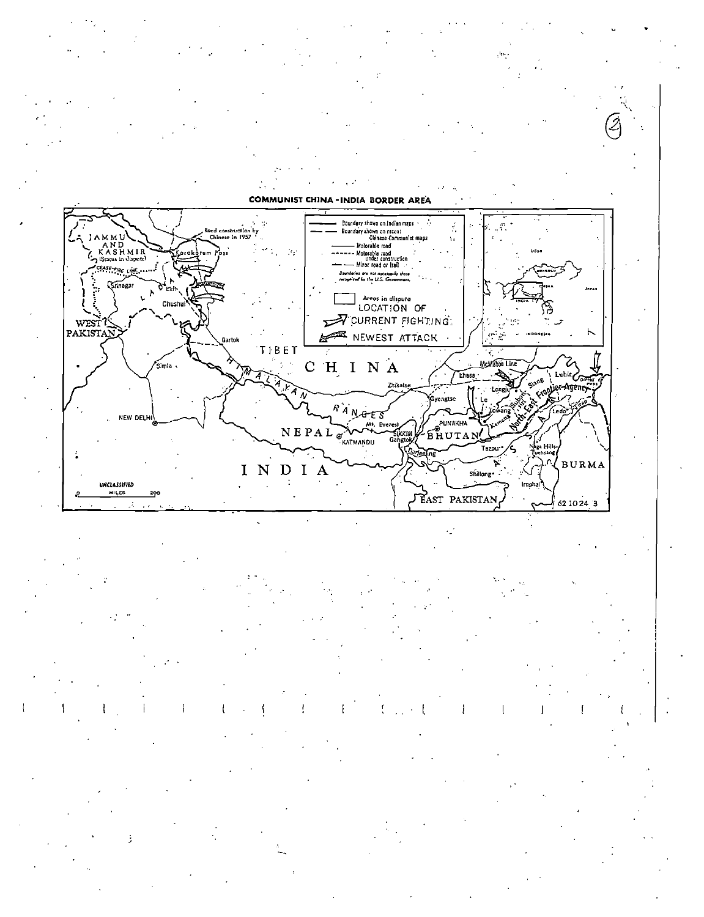COMMUNIST CHINA - INDIA BORDER AREA

Boundary shown on Indian maps
Boundary shown on recent Chinese Communist maps
Motorable road
Motorable road under construction
Minor road or trail
Boundaries are not necessarily those recognized by the U.S. Government.

Areas in dispute
LOCATION OF CURRENT FIGHTING
NEWEST ATTACK

Road construction by Chinese in 1957

JAMMU AND KASHMIR (Status in dispute)

Karakoram Pass

CEASE-FIRE LINE

Srinagar

LADAKH

Leh

Chushul

WEST PAKISTAN

Gartok

TIBET

CHINA

Simla

HIMALAYAN RANGES

NEW DELHI

NEPAL

KATMANDU

Mt. Everest

Zhikatse

Lhasa

McMahon Line

Gyangtse

Longju

Le

Towang

Subansiri

Siang

Kameng

North-East Frontier Agency

Lohit

DIPHU PASS

Tirap

Ledo

SIKKIM

Gangtok

Darjeeling

PUNAKHA

BHUTAN

Tezpur

ASSAM

Naga Hills-Tuensang

Shillong

Imphal

BURMA

INDIA

EAST PAKISTAN

USSR

MONGOLIA

CHINA

JAPAN

INDIA

INDONESIA

UNCLASSIFIED

MILES 0 200

62 10 24 3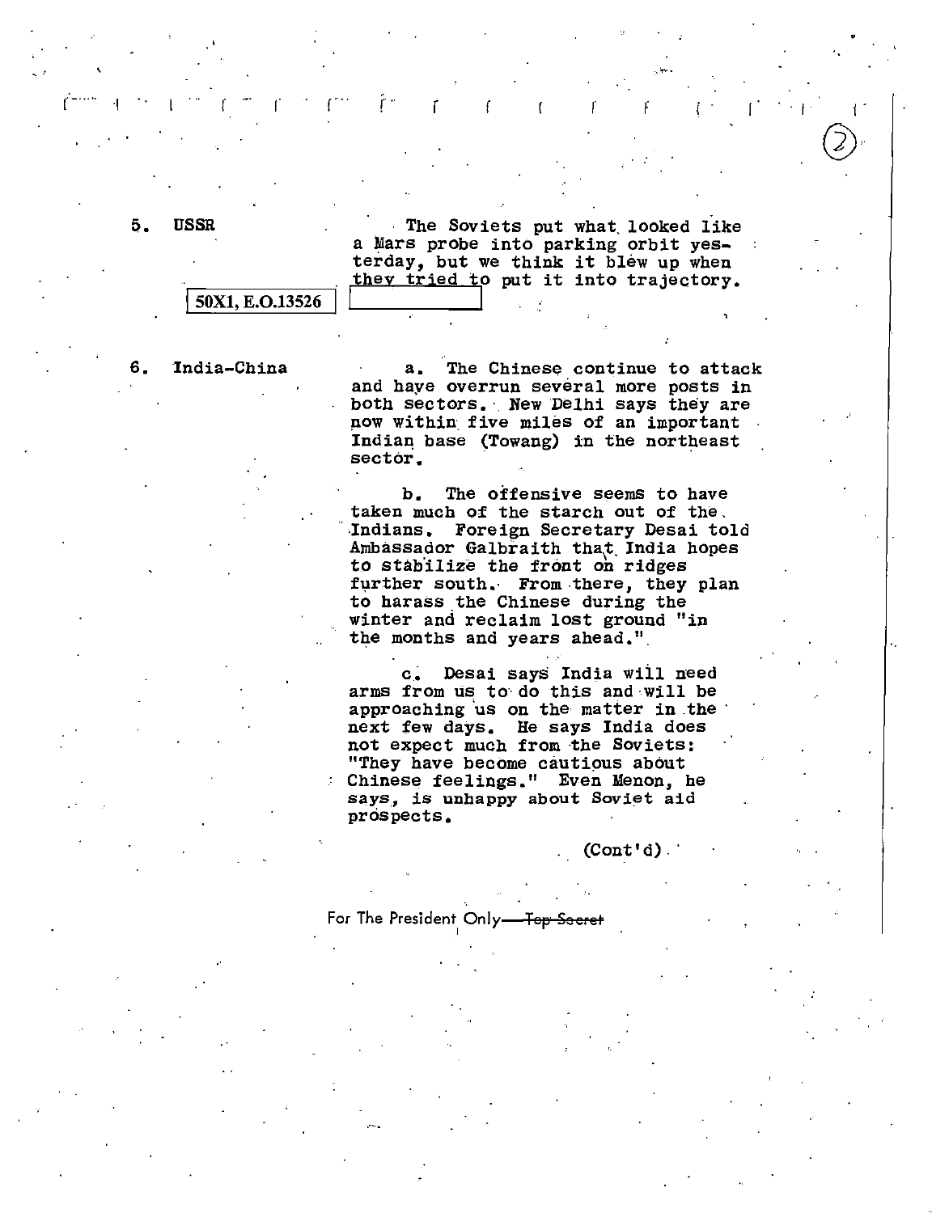5. USSR

The Soviets put what looked like a Mars probe into parking orbit yesterday, but we think it blew up when they tried to put it into trajectory.

50X1, E.O.13526

6. India-China

a. The Chinese continue to attack and have overrun several more posts in both sectors. New Delhi says they are now within five miles of an important Indian base (Towang) in the northeast sector.

b. The offensive seems to have taken much of the starch out of the Indians. Foreign Secretary Desai told Ambassador Galbraith that India hopes to stabilize the front on ridges further south. From there, they plan to harass the Chinese during the winter and reclaim lost ground "in the months and years ahead."

c. Desai says India will need arms from us to do this and will be approaching us on the matter in the next few days. He says India does not expect much from the Soviets: "They have become cautious about Chinese feelings." Even Menon, he says, is unhappy about Soviet aid prospects.

(Cont'd)

For The President Only ~~Top Secret~~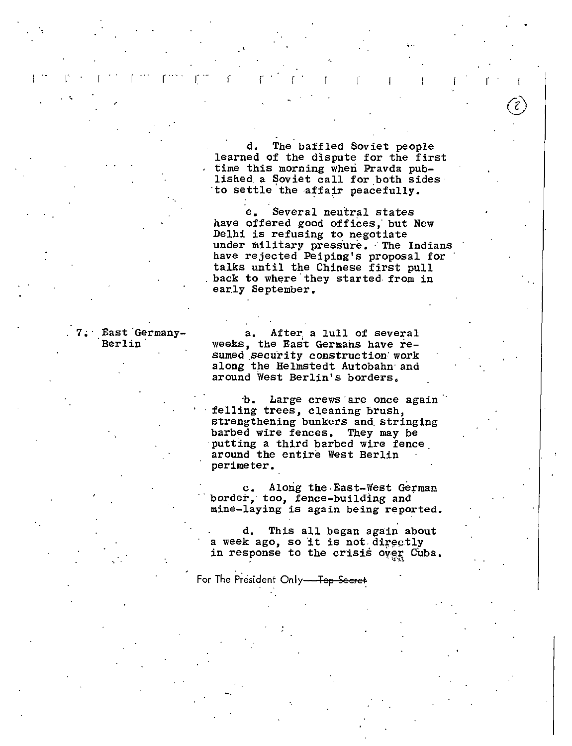d. The baffled Soviet people learned of the dispute for the first time this morning when Pravda published a Soviet call for both sides to settle the affair peacefully.

e. Several neutral states have offered good offices, but New Delhi is refusing to negotiate under military pressure. The Indians have rejected Peiping's proposal for talks until the Chinese first pull back to where they started from in early September.

7. East Germany-Berlin

a. After a lull of several weeks, the East Germans have resumed security construction work along the Helmstedt Autobahn and around West Berlin's borders.

b. Large crews are once again felling trees, cleaning brush, strengthening bunkers and stringing barbed wire fences. They may be putting a third barbed wire fence around the entire West Berlin perimeter.

c. Along the East-West German border, too, fence-building and mine-laying is again being reported.

d. This all began again about a week ago, so it is not directly in response to the crisis over Cuba.

For The President Only—~~Top Secret~~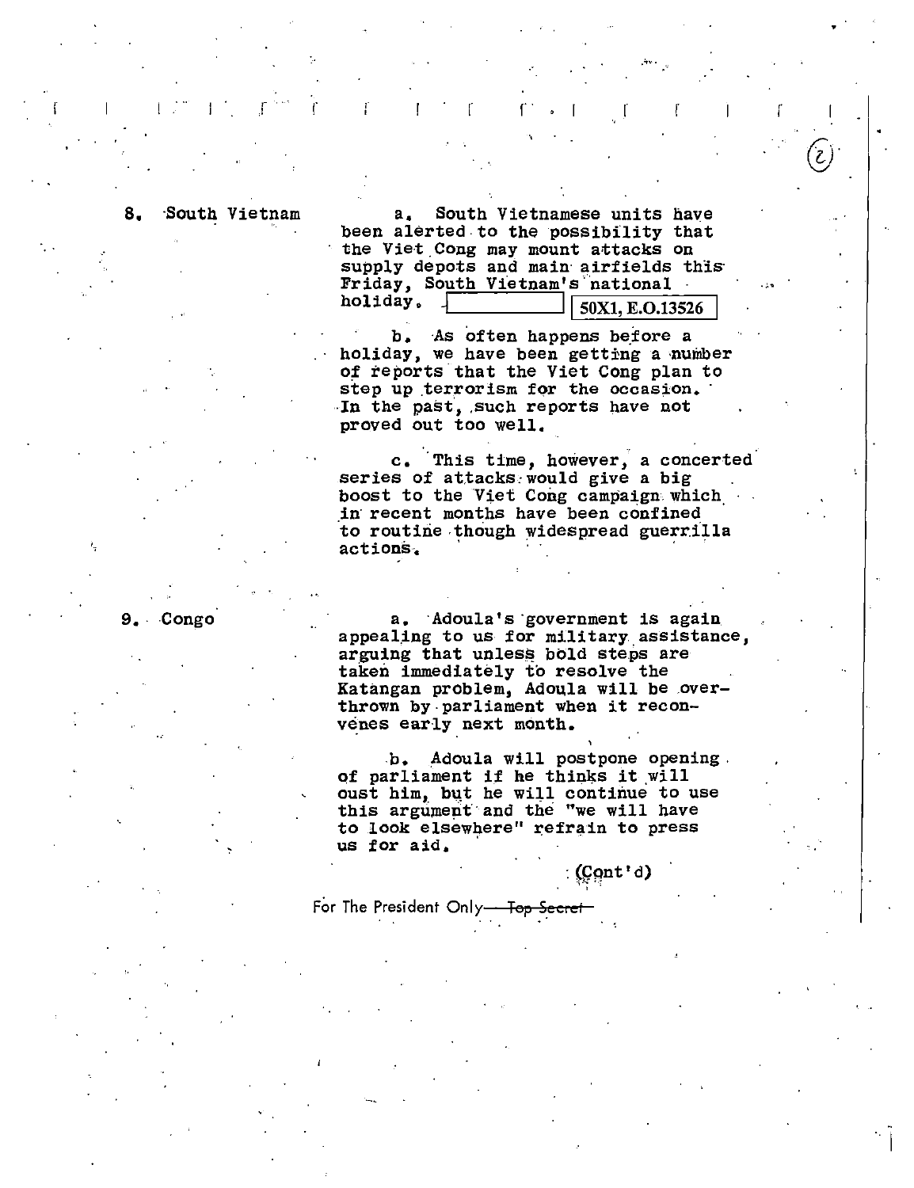8\. South Vietnam

a. South Vietnamese units have been alerted to the possibility that the Viet Cong may mount attacks on supply depots and main airfields this Friday, South Vietnam's national holiday. [50X1, E.O.13526]

b. As often happens before a holiday, we have been getting a number of reports that the Viet Cong plan to step up terrorism for the occasion. In the past, such reports have not proved out too well.

c. This time, however, a concerted series of attacks would give a big boost to the Viet Cong campaign which in recent months have been confined to routine though widespread guerrilla actions.

9\. Congo

a. Adoula's government is again appealing to us for military assistance, arguing that unless bold steps are taken immediately to resolve the Katangan problem, Adoula will be overthrown by parliament when it reconvenes early next month.

b. Adoula will postpone opening of parliament if he thinks it will oust him, but he will continue to use this argument and the "we will have to look elsewhere" refrain to press us for aid.

(Cont'd)

For The President Only ~~Top Secret~~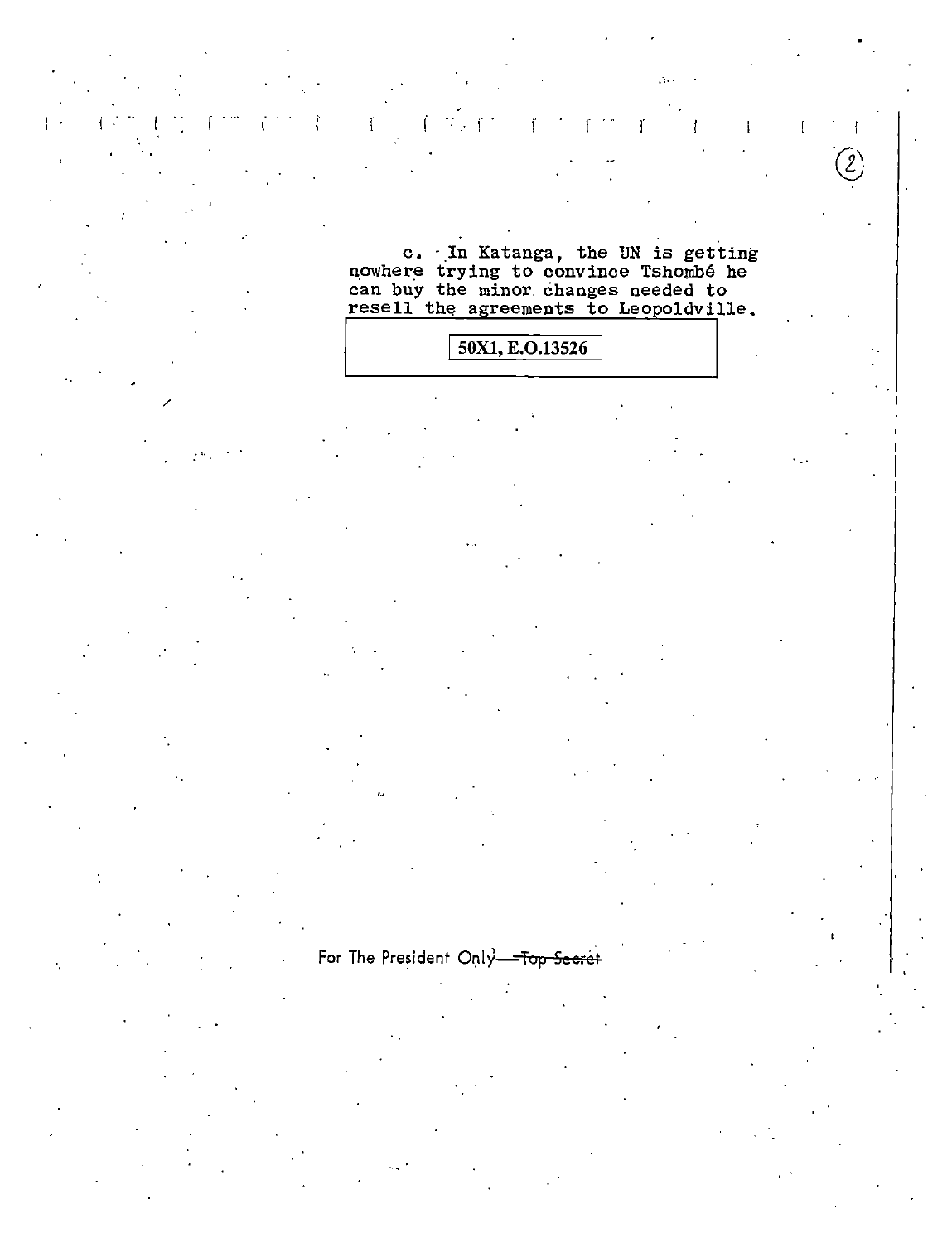c. In Katanga, the UN is getting nowhere trying to convince Tshombé he can buy the minor changes needed to resell the agreements to Leopoldville.

50X1, E.O.13526

For The President Only—~~Top Secret~~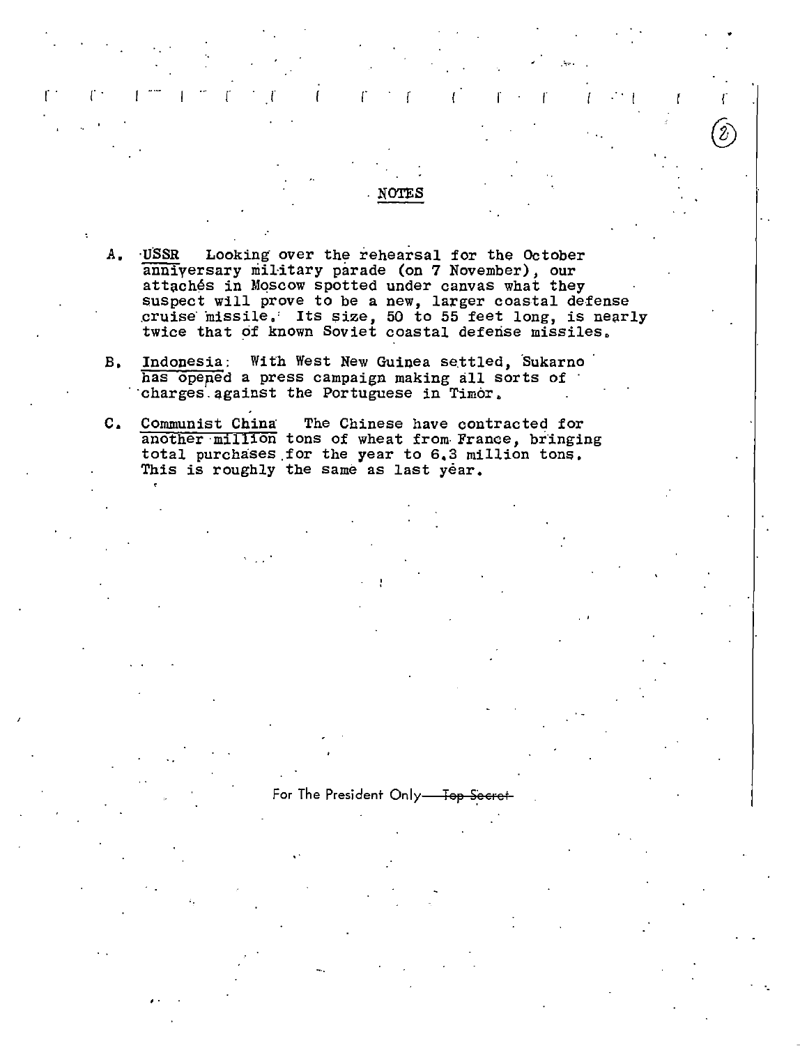## NOTES

A. USSR Looking over the rehearsal for the October anniversary military parade (on 7 November), our attachés in Moscow spotted under canvas what they suspect will prove to be a new, larger coastal defense cruise missile. Its size, 50 to 55 feet long, is nearly twice that of known Soviet coastal defense missiles.

B. Indonesia: With West New Guinea settled, Sukarno has opened a press campaign making all sorts of charges against the Portuguese in Timor.

C. Communist China The Chinese have contracted for another million tons of wheat from France, bringing total purchases for the year to 6.3 million tons. This is roughly the same as last year.

For The President Only—~~Top Secret~~